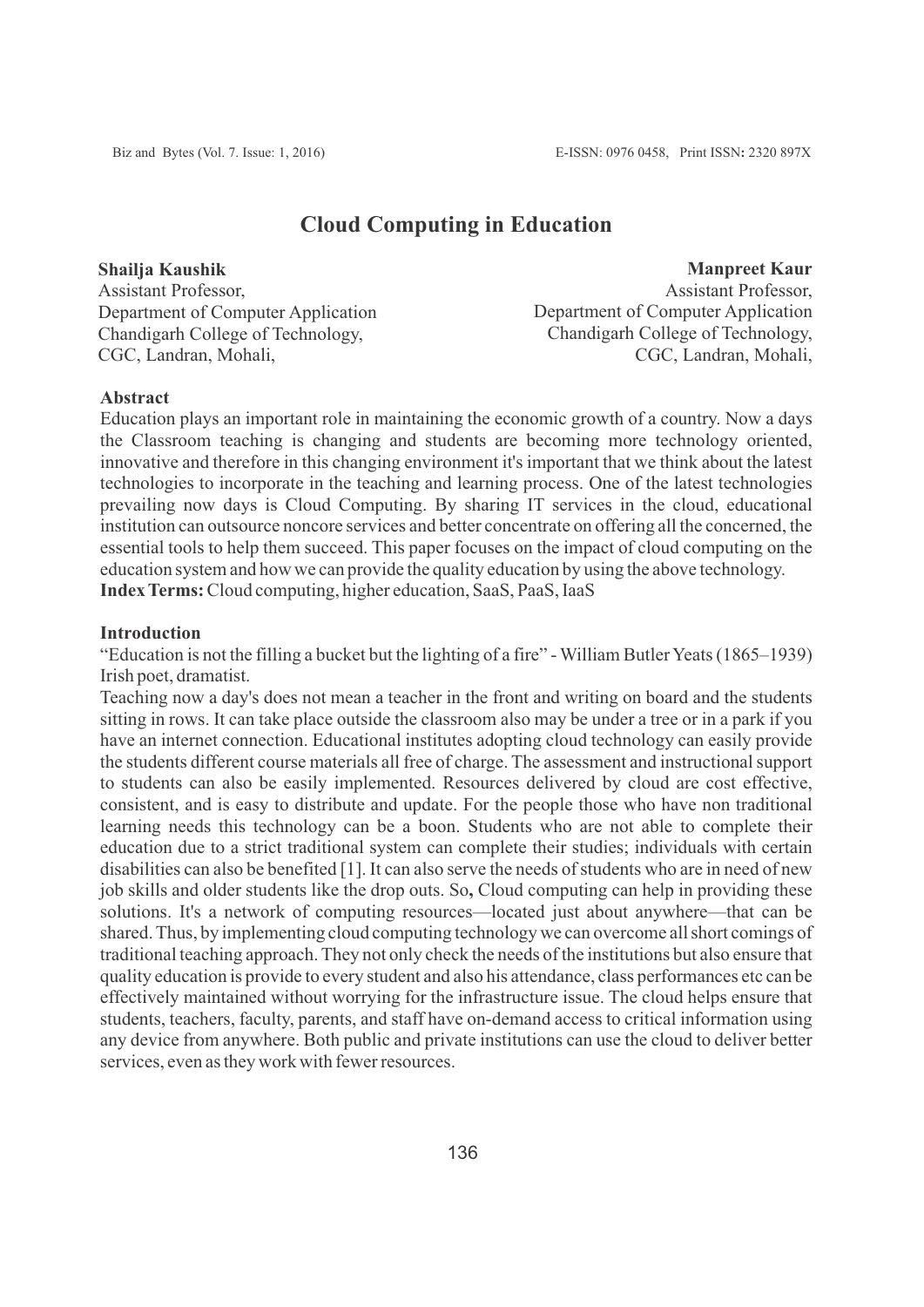# Cloud Computing in Education

**Shailja Kaushik**
Assistant Professor,
Department of Computer Application
Chandigarh College of Technology,
CGC, Landran, Mohali,

**Manpreet Kaur**
Assistant Professor,
Department of Computer Application
Chandigarh College of Technology,
CGC, Landran, Mohali,

## Abstract

Education plays an important role in maintaining the economic growth of a country. Now a days the Classroom teaching is changing and students are becoming more technology oriented, innovative and therefore in this changing environment it's important that we think about the latest technologies to incorporate in the teaching and learning process. One of the latest technologies prevailing now days is Cloud Computing. By sharing IT services in the cloud, educational institution can outsource noncore services and better concentrate on offering all the concerned, the essential tools to help them succeed. This paper focuses on the impact of cloud computing on the education system and how we can provide the quality education by using the above technology.

**Index Terms:** Cloud computing, higher education, SaaS, PaaS, IaaS

## Introduction

"Education is not the filling a bucket but the lighting of a fire" - William Butler Yeats (1865–1939) Irish poet, dramatist.

Teaching now a day's does not mean a teacher in the front and writing on board and the students sitting in rows. It can take place outside the classroom also may be under a tree or in a park if you have an internet connection. Educational institutes adopting cloud technology can easily provide the students different course materials all free of charge. The assessment and instructional support to students can also be easily implemented. Resources delivered by cloud are cost effective, consistent, and is easy to distribute and update. For the people those who have non traditional learning needs this technology can be a boon. Students who are not able to complete their education due to a strict traditional system can complete their studies; individuals with certain disabilities can also be benefited [1]. It can also serve the needs of students who are in need of new job skills and older students like the drop outs. So**,** Cloud computing can help in providing these solutions. It's a network of computing resources—located just about anywhere—that can be shared. Thus, by implementing cloud computing technology we can overcome all short comings of traditional teaching approach. They not only check the needs of the institutions but also ensure that quality education is provide to every student and also his attendance, class performances etc can be effectively maintained without worrying for the infrastructure issue. The cloud helps ensure that students, teachers, faculty, parents, and staff have on-demand access to critical information using any device from anywhere. Both public and private institutions can use the cloud to deliver better services, even as they work with fewer resources.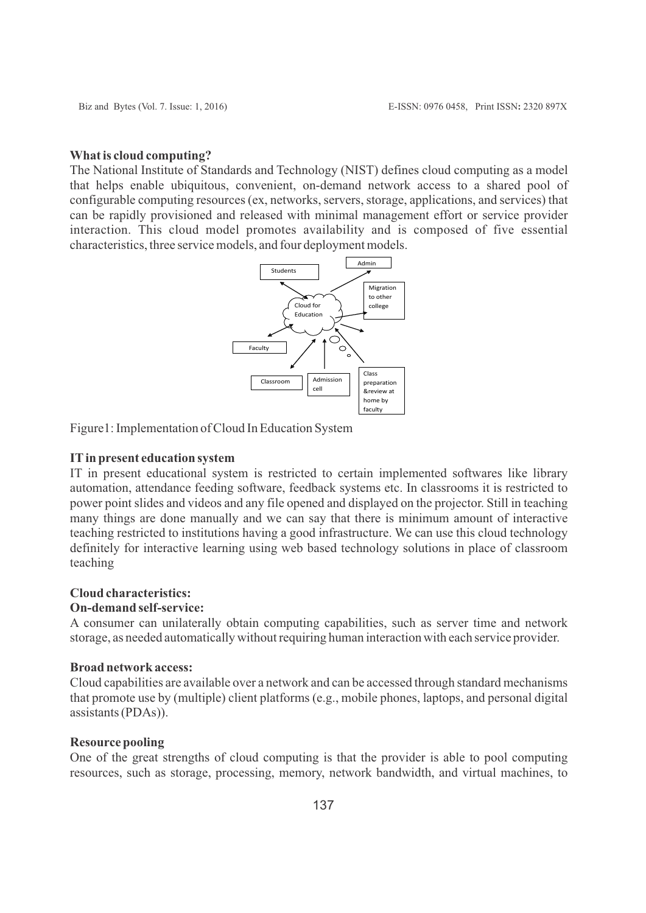**What is cloud computing?**

The National Institute of Standards and Technology (NIST) defines cloud computing as a model that helps enable ubiquitous, convenient, on-demand network access to a shared pool of configurable computing resources (ex, networks, servers, storage, applications, and services) that can be rapidly provisioned and released with minimal management effort or service provider interaction. This cloud model promotes availability and is composed of five essential characteristics, three service models, and four deployment models.

Figure1: Implementation of Cloud In Education System

**IT in present education system**

IT in present educational system is restricted to certain implemented softwares like library automation, attendance feeding software, feedback systems etc. In classrooms it is restricted to power point slides and videos and any file opened and displayed on the projector. Still in teaching many things are done manually and we can say that there is minimum amount of interactive teaching restricted to institutions having a good infrastructure. We can use this cloud technology definitely for interactive learning using web based technology solutions in place of classroom teaching

**Cloud characteristics:**

**On-demand self-service:**

A consumer can unilaterally obtain computing capabilities, such as server time and network storage, as needed automatically without requiring human interaction with each service provider.

**Broad network access:**

Cloud capabilities are available over a network and can be accessed through standard mechanisms that promote use by (multiple) client platforms (e.g., mobile phones, laptops, and personal digital assistants (PDAs)).

**Resource pooling**

One of the great strengths of cloud computing is that the provider is able to pool computing resources, such as storage, processing, memory, network bandwidth, and virtual machines, to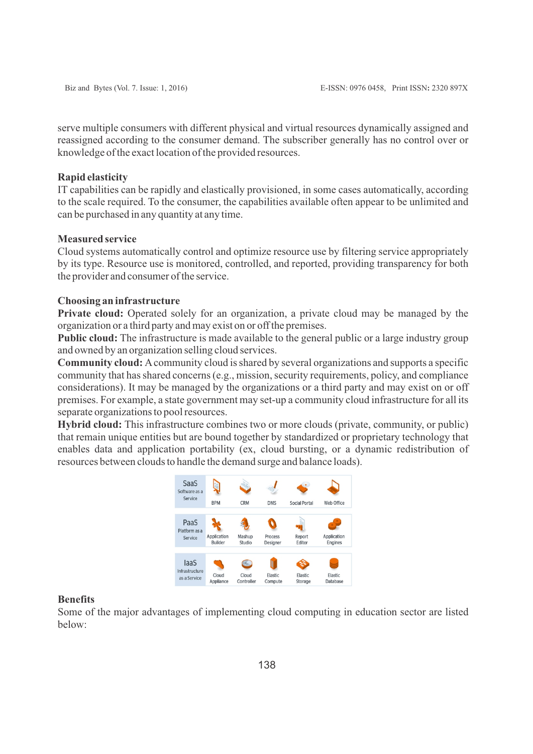serve multiple consumers with different physical and virtual resources dynamically assigned and reassigned according to the consumer demand. The subscriber generally has no control over or knowledge of the exact location of the provided resources.

**Rapid elasticity**

IT capabilities can be rapidly and elastically provisioned, in some cases automatically, according to the scale required. To the consumer, the capabilities available often appear to be unlimited and can be purchased in any quantity at any time.

**Measured service**

Cloud systems automatically control and optimize resource use by filtering service appropriately by its type. Resource use is monitored, controlled, and reported, providing transparency for both the provider and consumer of the service.

**Choosing an infrastructure**

**Private cloud:** Operated solely for an organization, a private cloud may be managed by the organization or a third party and may exist on or off the premises.

**Public cloud:** The infrastructure is made available to the general public or a large industry group and owned by an organization selling cloud services.

**Community cloud:** A community cloud is shared by several organizations and supports a specific community that has shared concerns (e.g., mission, security requirements, policy, and compliance considerations). It may be managed by the organizations or a third party and may exist on or off premises. For example, a state government may set-up a community cloud infrastructure for all its separate organizations to pool resources.

**Hybrid cloud:** This infrastructure combines two or more clouds (private, community, or public) that remain unique entities but are bound together by standardized or proprietary technology that enables data and application portability (ex, cloud bursting, or a dynamic redistribution of resources between clouds to handle the demand surge and balance loads).

SaaS Software as a Service
BPM
CRM
DMS
Social Portal
Web Office

PaaS Platform as a Service
Application Builder
Mashup Studio
Process Designer
Report Editor
Application Engines

IaaS Infrastructure as a Service
Cloud Appliance
Cloud Controller
Elastic Compute
Elastic Storage
Elastic Database

**Benefits**

Some of the major advantages of implementing cloud computing in education sector are listed below: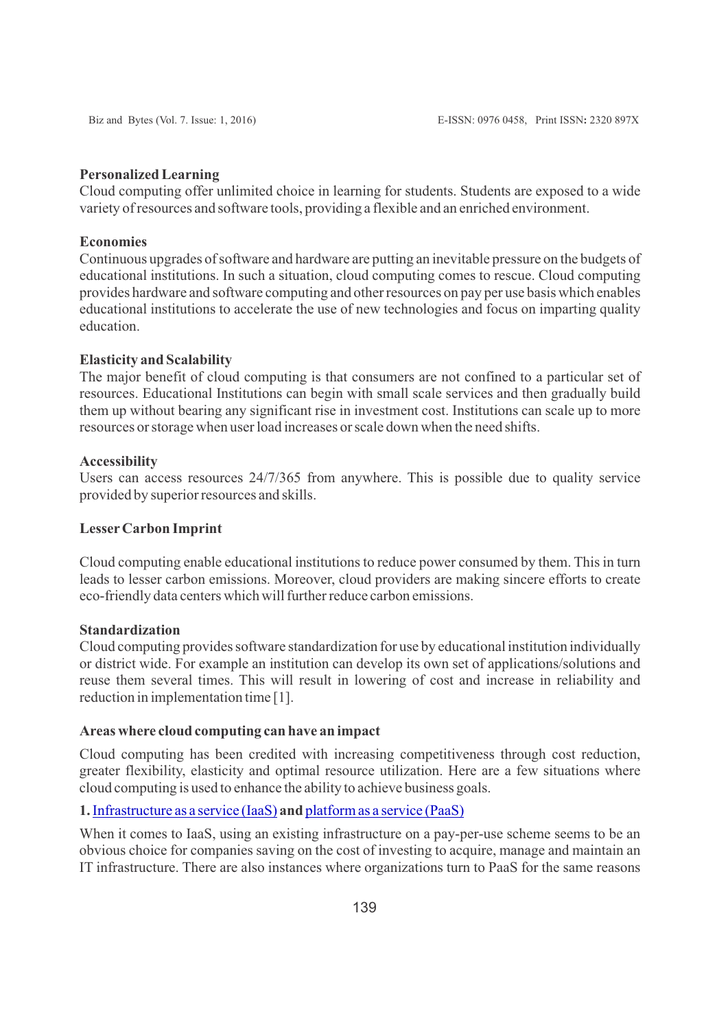**Personalized Learning**

Cloud computing offer unlimited choice in learning for students. Students are exposed to a wide variety of resources and software tools, providing a flexible and an enriched environment.

**Economies**

Continuous upgrades of software and hardware are putting an inevitable pressure on the budgets of educational institutions. In such a situation, cloud computing comes to rescue. Cloud computing provides hardware and software computing and other resources on pay per use basis which enables educational institutions to accelerate the use of new technologies and focus on imparting quality education.

**Elasticity and Scalability**

The major benefit of cloud computing is that consumers are not confined to a particular set of resources. Educational Institutions can begin with small scale services and then gradually build them up without bearing any significant rise in investment cost. Institutions can scale up to more resources or storage when user load increases or scale down when the need shifts.

**Accessibility**

Users can access resources 24/7/365 from anywhere. This is possible due to quality service provided by superior resources and skills.

**Lesser Carbon Imprint**

Cloud computing enable educational institutions to reduce power consumed by them. This in turn leads to lesser carbon emissions. Moreover, cloud providers are making sincere efforts to create eco-friendly data centers which will further reduce carbon emissions.

**Standardization**

Cloud computing provides software standardization for use by educational institution individually or district wide. For example an institution can develop its own set of applications/solutions and reuse them several times. This will result in lowering of cost and increase in reliability and reduction in implementation time [1].

**Areas where cloud computing can have an impact**

Cloud computing has been credited with increasing competitiveness through cost reduction, greater flexibility, elasticity and optimal resource utilization. Here are a few situations where cloud computing is used to enhance the ability to achieve business goals.

**1.** Infrastructure as a service (IaaS) **and** platform as a service (PaaS)

When it comes to IaaS, using an existing infrastructure on a pay-per-use scheme seems to be an obvious choice for companies saving on the cost of investing to acquire, manage and maintain an IT infrastructure. There are also instances where organizations turn to PaaS for the same reasons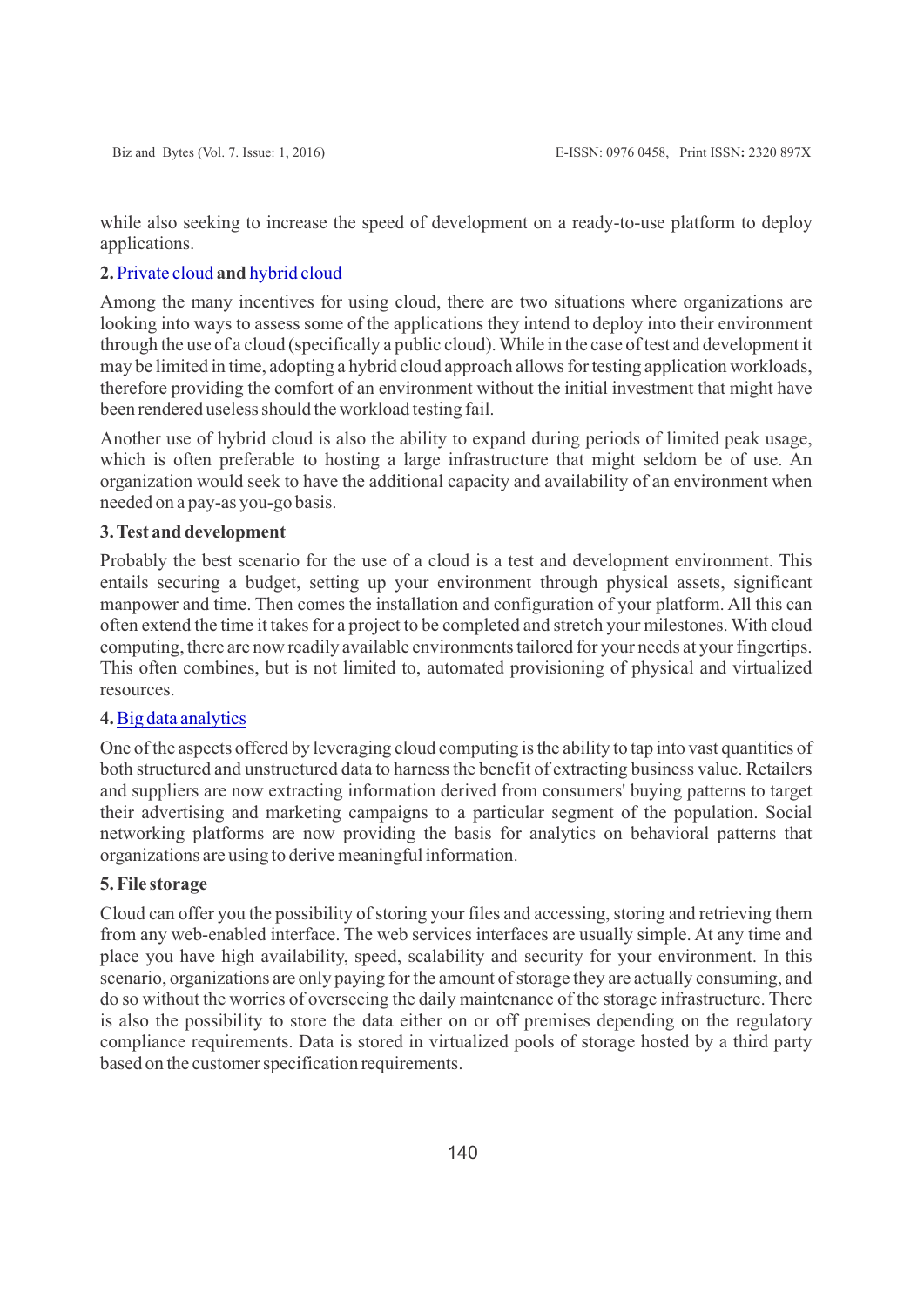while also seeking to increase the speed of development on a ready-to-use platform to deploy applications.

**2. Private cloud and hybrid cloud**

Among the many incentives for using cloud, there are two situations where organizations are looking into ways to assess some of the applications they intend to deploy into their environment through the use of a cloud (specifically a public cloud). While in the case of test and development it may be limited in time, adopting a hybrid cloud approach allows for testing application workloads, therefore providing the comfort of an environment without the initial investment that might have been rendered useless should the workload testing fail.

Another use of hybrid cloud is also the ability to expand during periods of limited peak usage, which is often preferable to hosting a large infrastructure that might seldom be of use. An organization would seek to have the additional capacity and availability of an environment when needed on a pay-as you-go basis.

**3. Test and development**

Probably the best scenario for the use of a cloud is a test and development environment. This entails securing a budget, setting up your environment through physical assets, significant manpower and time. Then comes the installation and configuration of your platform. All this can often extend the time it takes for a project to be completed and stretch your milestones. With cloud computing, there are now readily available environments tailored for your needs at your fingertips. This often combines, but is not limited to, automated provisioning of physical and virtualized resources.

**4. Big data analytics**

One of the aspects offered by leveraging cloud computing is the ability to tap into vast quantities of both structured and unstructured data to harness the benefit of extracting business value. Retailers and suppliers are now extracting information derived from consumers' buying patterns to target their advertising and marketing campaigns to a particular segment of the population. Social networking platforms are now providing the basis for analytics on behavioral patterns that organizations are using to derive meaningful information.

**5. File storage**

Cloud can offer you the possibility of storing your files and accessing, storing and retrieving them from any web-enabled interface. The web services interfaces are usually simple. At any time and place you have high availability, speed, scalability and security for your environment. In this scenario, organizations are only paying for the amount of storage they are actually consuming, and do so without the worries of overseeing the daily maintenance of the storage infrastructure. There is also the possibility to store the data either on or off premises depending on the regulatory compliance requirements. Data is stored in virtualized pools of storage hosted by a third party based on the customer specification requirements.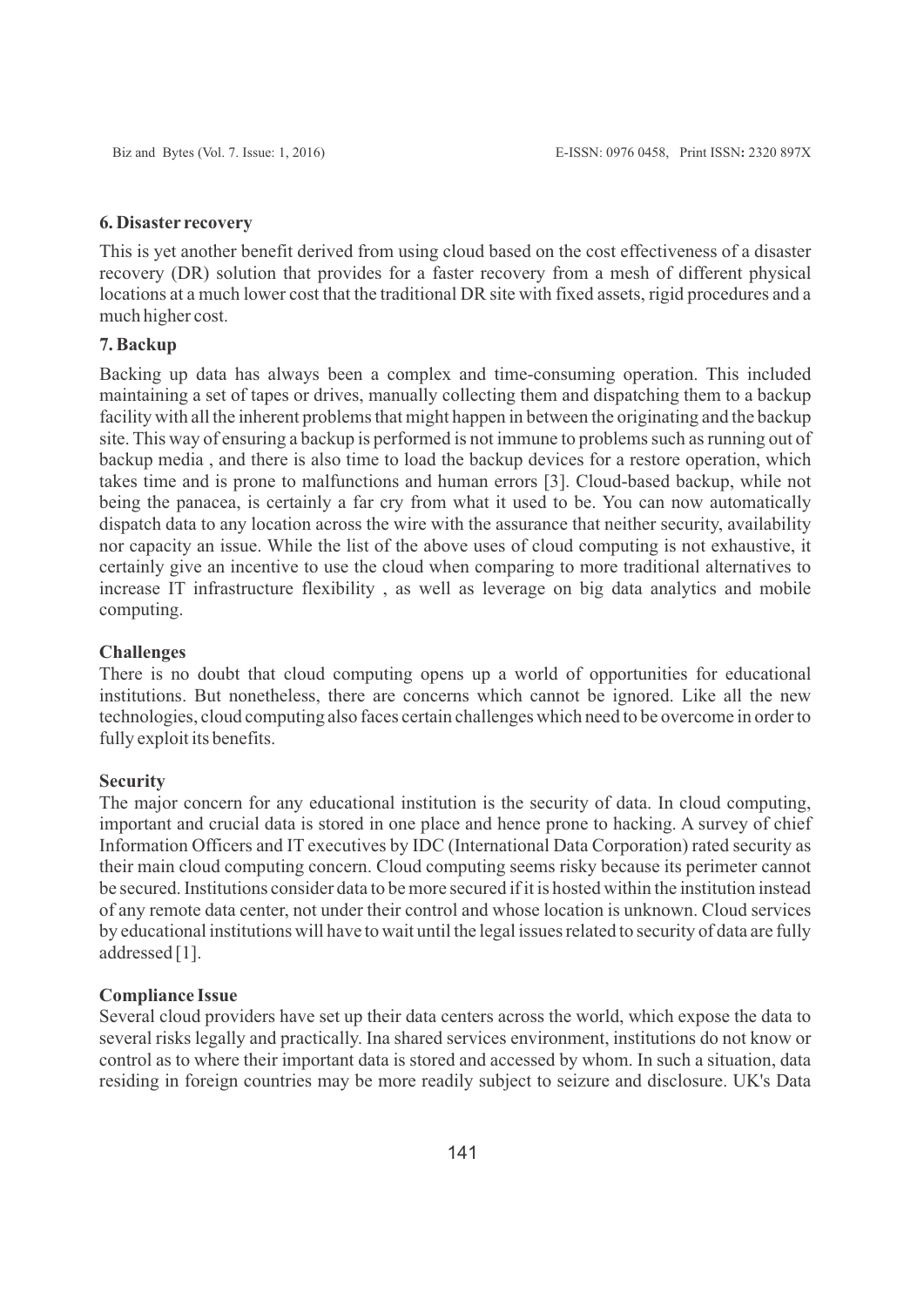### 6. Disaster recovery

This is yet another benefit derived from using cloud based on the cost effectiveness of a disaster recovery (DR) solution that provides for a faster recovery from a mesh of different physical locations at a much lower cost that the traditional DR site with fixed assets, rigid procedures and a much higher cost.

### 7. Backup

Backing up data has always been a complex and time-consuming operation. This included maintaining a set of tapes or drives, manually collecting them and dispatching them to a backup facility with all the inherent problems that might happen in between the originating and the backup site. This way of ensuring a backup is performed is not immune to problems such as running out of backup media , and there is also time to load the backup devices for a restore operation, which takes time and is prone to malfunctions and human errors [3]. Cloud-based backup, while not being the panacea, is certainly a far cry from what it used to be. You can now automatically dispatch data to any location across the wire with the assurance that neither security, availability nor capacity an issue. While the list of the above uses of cloud computing is not exhaustive, it certainly give an incentive to use the cloud when comparing to more traditional alternatives to increase IT infrastructure flexibility , as well as leverage on big data analytics and mobile computing.

## Challenges

There is no doubt that cloud computing opens up a world of opportunities for educational institutions. But nonetheless, there are concerns which cannot be ignored. Like all the new technologies, cloud computing also faces certain challenges which need to be overcome in order to fully exploit its benefits.

### Security

The major concern for any educational institution is the security of data. In cloud computing, important and crucial data is stored in one place and hence prone to hacking. A survey of chief Information Officers and IT executives by IDC (International Data Corporation) rated security as their main cloud computing concern. Cloud computing seems risky because its perimeter cannot be secured. Institutions consider data to be more secured if it is hosted within the institution instead of any remote data center, not under their control and whose location is unknown. Cloud services by educational institutions will have to wait until the legal issues related to security of data are fully addressed [1].

### Compliance Issue

Several cloud providers have set up their data centers across the world, which expose the data to several risks legally and practically. Ina shared services environment, institutions do not know or control as to where their important data is stored and accessed by whom. In such a situation, data residing in foreign countries may be more readily subject to seizure and disclosure. UK's Data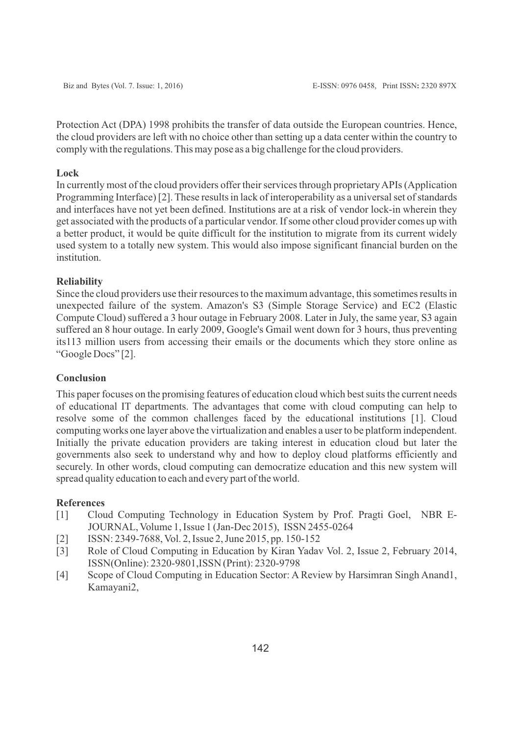Protection Act (DPA) 1998 prohibits the transfer of data outside the European countries. Hence, the cloud providers are left with no choice other than setting up a data center within the country to comply with the regulations. This may pose as a big challenge for the cloud providers.

**Lock**

In currently most of the cloud providers offer their services through proprietary APIs (Application Programming Interface) [2]. These results in lack of interoperability as a universal set of standards and interfaces have not yet been defined. Institutions are at a risk of vendor lock-in wherein they get associated with the products of a particular vendor. If some other cloud provider comes up with a better product, it would be quite difficult for the institution to migrate from its current widely used system to a totally new system. This would also impose significant financial burden on the institution.

**Reliability**

Since the cloud providers use their resources to the maximum advantage, this sometimes results in unexpected failure of the system. Amazon's S3 (Simple Storage Service) and EC2 (Elastic Compute Cloud) suffered a 3 hour outage in February 2008. Later in July, the same year, S3 again suffered an 8 hour outage. In early 2009, Google's Gmail went down for 3 hours, thus preventing its113 million users from accessing their emails or the documents which they store online as "Google Docs" [2].

**Conclusion**

This paper focuses on the promising features of education cloud which best suits the current needs of educational IT departments. The advantages that come with cloud computing can help to resolve some of the common challenges faced by the educational institutions [1]. Cloud computing works one layer above the virtualization and enables a user to be platform independent. Initially the private education providers are taking interest in education cloud but later the governments also seek to understand why and how to deploy cloud platforms efficiently and securely. In other words, cloud computing can democratize education and this new system will spread quality education to each and every part of the world.

**References**

[1] Cloud Computing Technology in Education System by Prof. Pragti Goel, NBR E-JOURNAL, Volume 1, Issue 1 (Jan-Dec 2015), ISSN 2455-0264

[2] ISSN: 2349-7688, Vol. 2, Issue 2, June 2015, pp. 150-152

[3] Role of Cloud Computing in Education by Kiran Yadav Vol. 2, Issue 2, February 2014, ISSN(Online): 2320-9801,ISSN (Print): 2320-9798

[4] Scope of Cloud Computing in Education Sector: A Review by Harsimran Singh Anand1, Kamayani2,